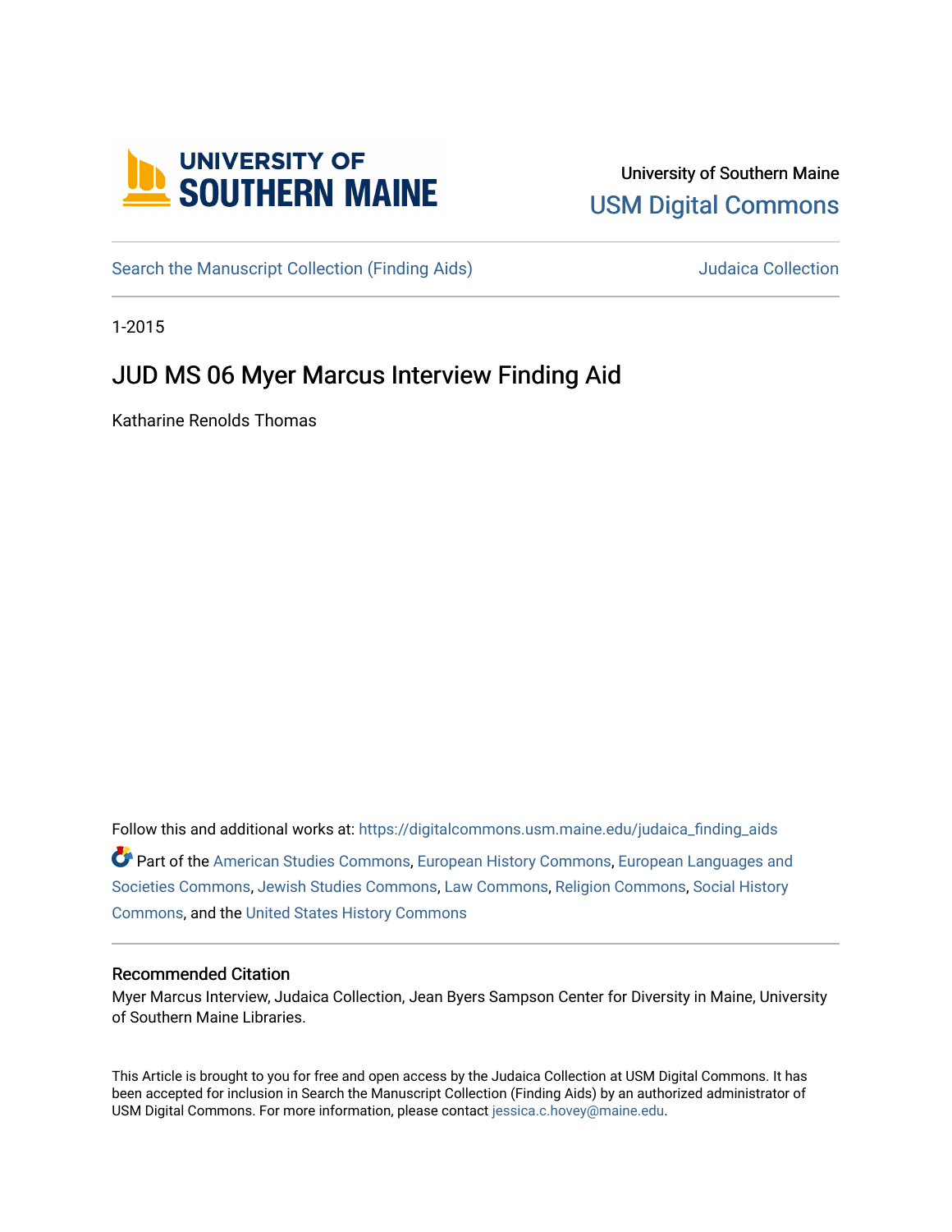University of Southern Maine
USM Digital Commons

Search the Manuscript Collection (Finding Aids) Judaica Collection

1-2015

# JUD MS 06 Myer Marcus Interview Finding Aid

Katharine Renolds Thomas

Follow this and additional works at: https://digitalcommons.usm.maine.edu/judaica_finding_aids

Part of the American Studies Commons, European History Commons, European Languages and Societies Commons, Jewish Studies Commons, Law Commons, Religion Commons, Social History Commons, and the United States History Commons

## Recommended Citation

Myer Marcus Interview, Judaica Collection, Jean Byers Sampson Center for Diversity in Maine, University of Southern Maine Libraries.

This Article is brought to you for free and open access by the Judaica Collection at USM Digital Commons. It has been accepted for inclusion in Search the Manuscript Collection (Finding Aids) by an authorized administrator of USM Digital Commons. For more information, please contact jessica.c.hovey@maine.edu.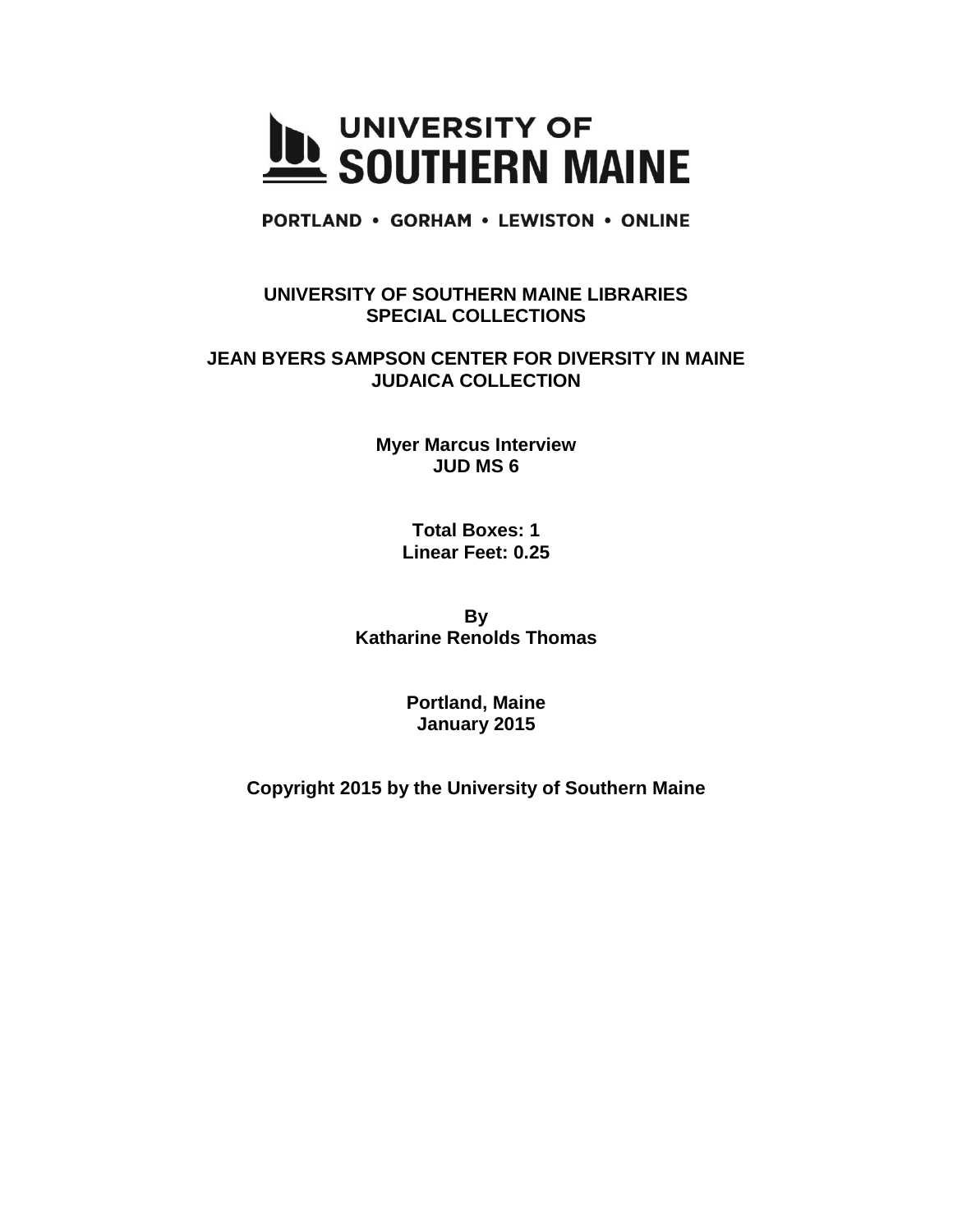# UNIVERSITY OF SOUTHERN MAINE

PORTLAND • GORHAM • LEWISTON • ONLINE

**UNIVERSITY OF SOUTHERN MAINE LIBRARIES**
**SPECIAL COLLECTIONS**

**JEAN BYERS SAMPSON CENTER FOR DIVERSITY IN MAINE**
**JUDAICA COLLECTION**

**Myer Marcus Interview**
**JUD MS 6**

**Total Boxes: 1**
**Linear Feet: 0.25**

**By**
**Katharine Renolds Thomas**

**Portland, Maine**
**January 2015**

**Copyright 2015 by the University of Southern Maine**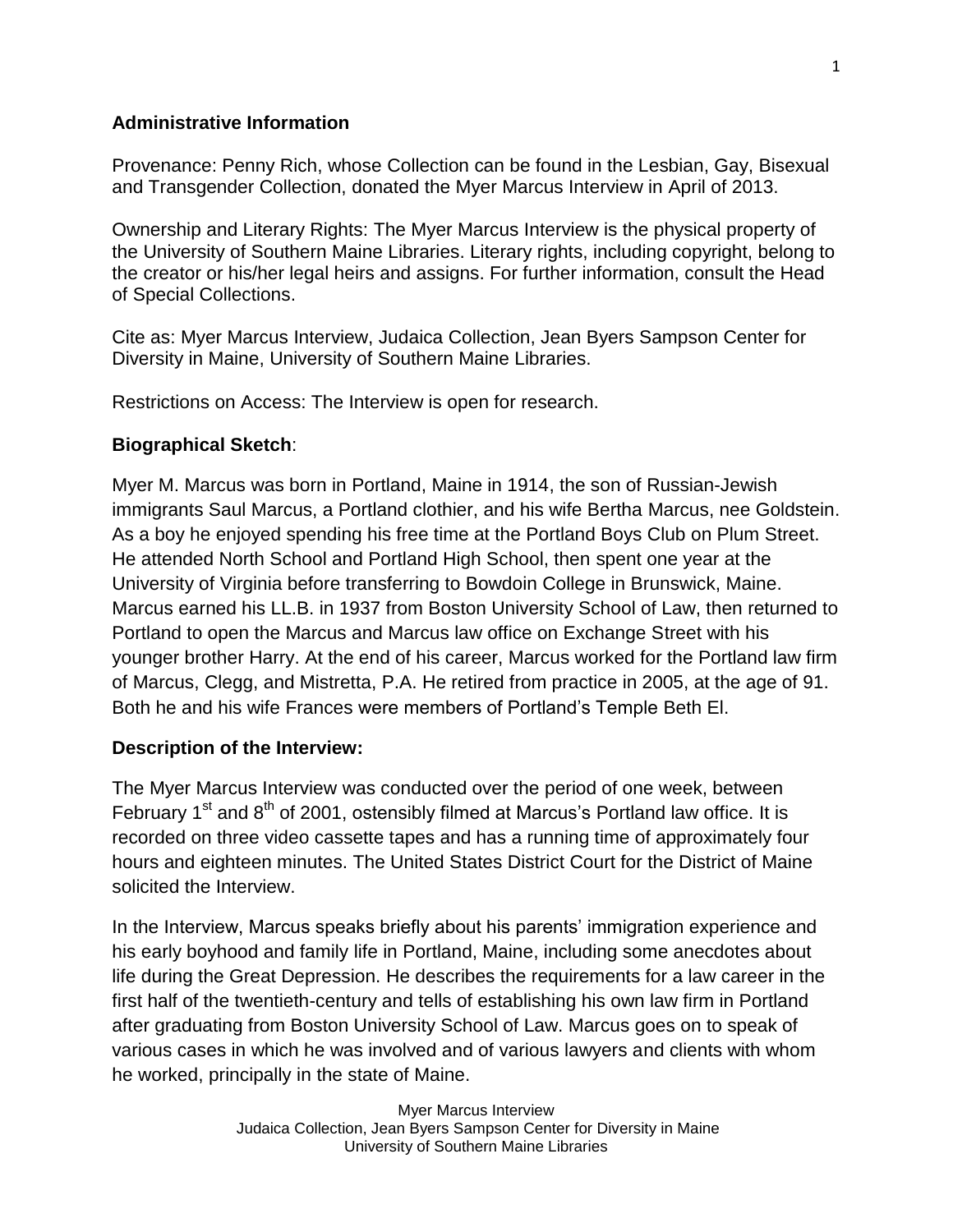**Administrative Information**

Provenance: Penny Rich, whose Collection can be found in the Lesbian, Gay, Bisexual and Transgender Collection, donated the Myer Marcus Interview in April of 2013.

Ownership and Literary Rights: The Myer Marcus Interview is the physical property of the University of Southern Maine Libraries. Literary rights, including copyright, belong to the creator or his/her legal heirs and assigns. For further information, consult the Head of Special Collections.

Cite as: Myer Marcus Interview, Judaica Collection, Jean Byers Sampson Center for Diversity in Maine, University of Southern Maine Libraries.

Restrictions on Access: The Interview is open for research.

**Biographical Sketch**:

Myer M. Marcus was born in Portland, Maine in 1914, the son of Russian-Jewish immigrants Saul Marcus, a Portland clothier, and his wife Bertha Marcus, nee Goldstein. As a boy he enjoyed spending his free time at the Portland Boys Club on Plum Street. He attended North School and Portland High School, then spent one year at the University of Virginia before transferring to Bowdoin College in Brunswick, Maine. Marcus earned his LL.B. in 1937 from Boston University School of Law, then returned to Portland to open the Marcus and Marcus law office on Exchange Street with his younger brother Harry. At the end of his career, Marcus worked for the Portland law firm of Marcus, Clegg, and Mistretta, P.A. He retired from practice in 2005, at the age of 91. Both he and his wife Frances were members of Portland's Temple Beth El.

**Description of the Interview:**

The Myer Marcus Interview was conducted over the period of one week, between February 1st and 8th of 2001, ostensibly filmed at Marcus's Portland law office. It is recorded on three video cassette tapes and has a running time of approximately four hours and eighteen minutes. The United States District Court for the District of Maine solicited the Interview.

In the Interview, Marcus speaks briefly about his parents' immigration experience and his early boyhood and family life in Portland, Maine, including some anecdotes about life during the Great Depression. He describes the requirements for a law career in the first half of the twentieth-century and tells of establishing his own law firm in Portland after graduating from Boston University School of Law. Marcus goes on to speak of various cases in which he was involved and of various lawyers and clients with whom he worked, principally in the state of Maine.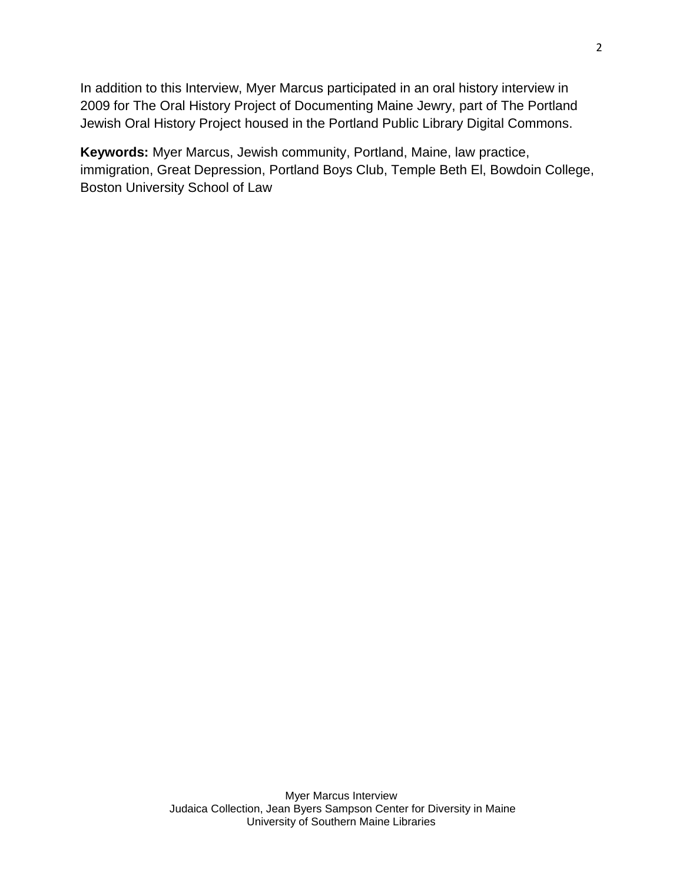In addition to this Interview, Myer Marcus participated in an oral history interview in 2009 for The Oral History Project of Documenting Maine Jewry, part of The Portland Jewish Oral History Project housed in the Portland Public Library Digital Commons.

**Keywords:** Myer Marcus, Jewish community, Portland, Maine, law practice, immigration, Great Depression, Portland Boys Club, Temple Beth El, Bowdoin College, Boston University School of Law